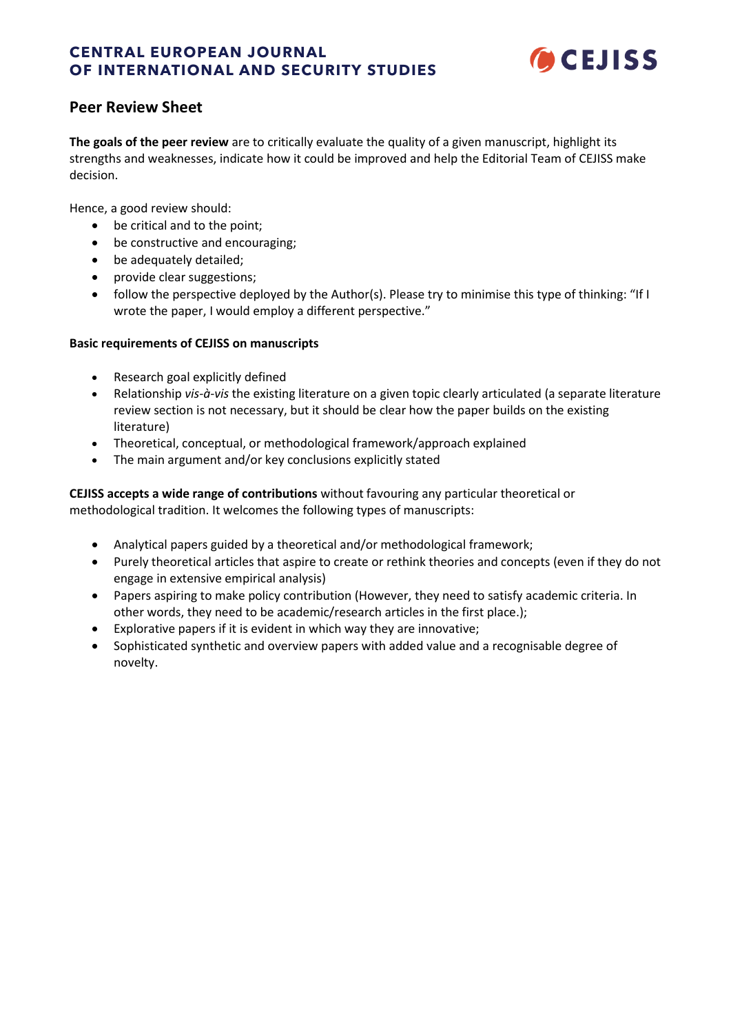# CENTRAL EUROPEAN JOURNAL OF INTERNATIONAL AND SECURITY STUDIES

CEJISS

## Peer Review Sheet

**The goals of the peer review** are to critically evaluate the quality of a given manuscript, highlight its strengths and weaknesses, indicate how it could be improved and help the Editorial Team of CEJISS make decision.

Hence, a good review should:

- be critical and to the point;
- be constructive and encouraging;
- be adequately detailed;
- provide clear suggestions;
- follow the perspective deployed by the Author(s). Please try to minimise this type of thinking: "If I wrote the paper, I would employ a different perspective."

**Basic requirements of CEJISS on manuscripts**

- Research goal explicitly defined
- Relationship *vis-à-vis* the existing literature on a given topic clearly articulated (a separate literature review section is not necessary, but it should be clear how the paper builds on the existing literature)
- Theoretical, conceptual, or methodological framework/approach explained
- The main argument and/or key conclusions explicitly stated

**CEJISS accepts a wide range of contributions** without favouring any particular theoretical or methodological tradition. It welcomes the following types of manuscripts:

- Analytical papers guided by a theoretical and/or methodological framework;
- Purely theoretical articles that aspire to create or rethink theories and concepts (even if they do not engage in extensive empirical analysis)
- Papers aspiring to make policy contribution (However, they need to satisfy academic criteria. In other words, they need to be academic/research articles in the first place.);
- Explorative papers if it is evident in which way they are innovative;
- Sophisticated synthetic and overview papers with added value and a recognisable degree of novelty.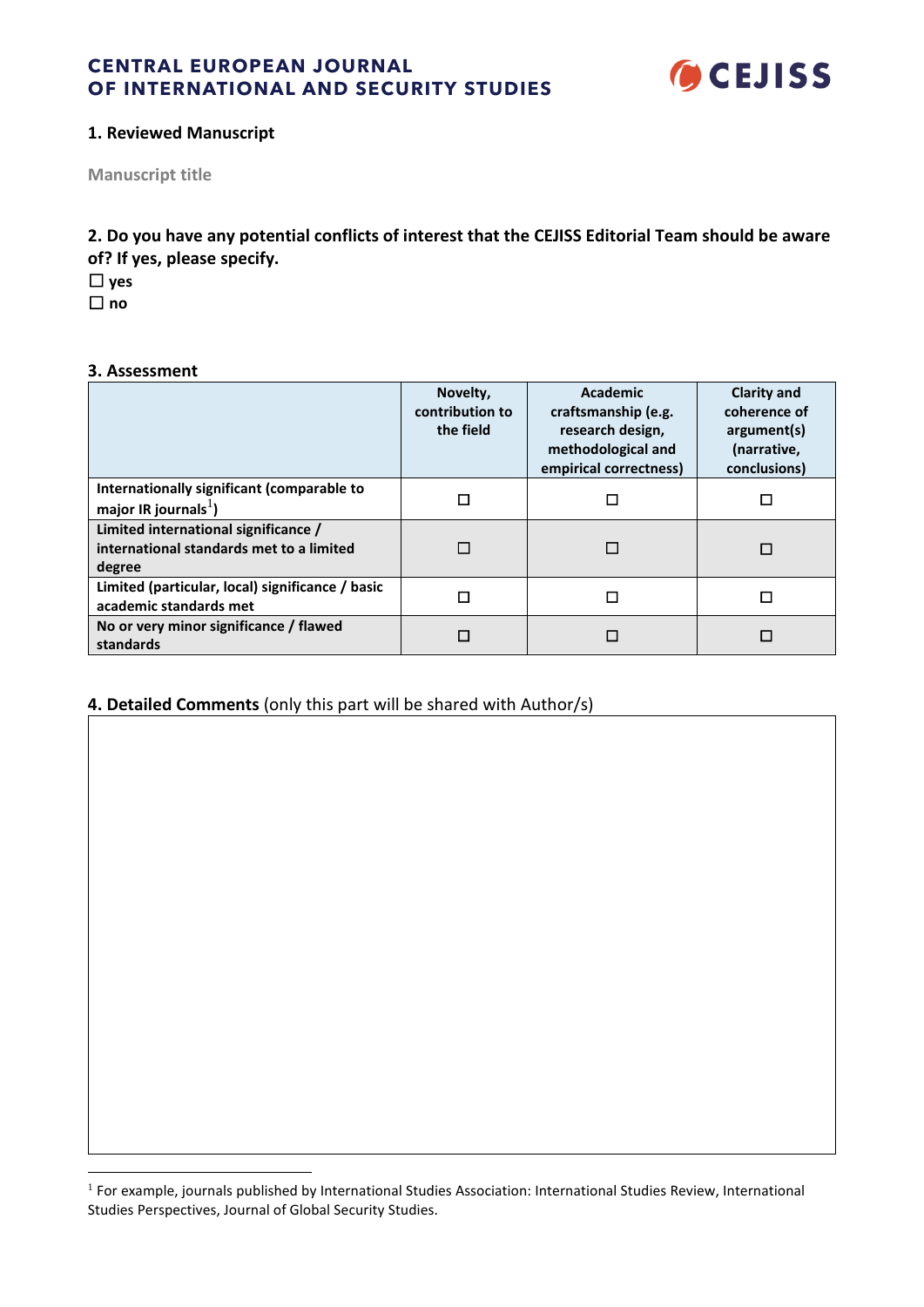CENTRAL EUROPEAN JOURNAL
OF INTERNATIONAL AND SECURITY STUDIES

CEJISS

## 1. Reviewed Manuscript

Manuscript title

## 2. Do you have any potential conflicts of interest that the CEJISS Editorial Team should be aware of? If yes, please specify.

☐ yes
☐ no

## 3. Assessment

| | Novelty, contribution to the field | Academic craftsmanship (e.g. research design, methodological and empirical correctness) | Clarity and coherence of argument(s) (narrative, conclusions) |
|---|---|---|---|
| **Internationally significant (comparable to major IR journals[1])** | ☐ | ☐ | ☐ |
| **Limited international significance / international standards met to a limited degree** | ☐ | ☐ | ☐ |
| **Limited (particular, local) significance / basic academic standards met** | ☐ | ☐ | ☐ |
| **No or very minor significance / flawed standards** | ☐ | ☐ | ☐ |

## 4. Detailed Comments (only this part will be shared with Author/s)

[1] For example, journals published by International Studies Association: International Studies Review, International Studies Perspectives, Journal of Global Security Studies.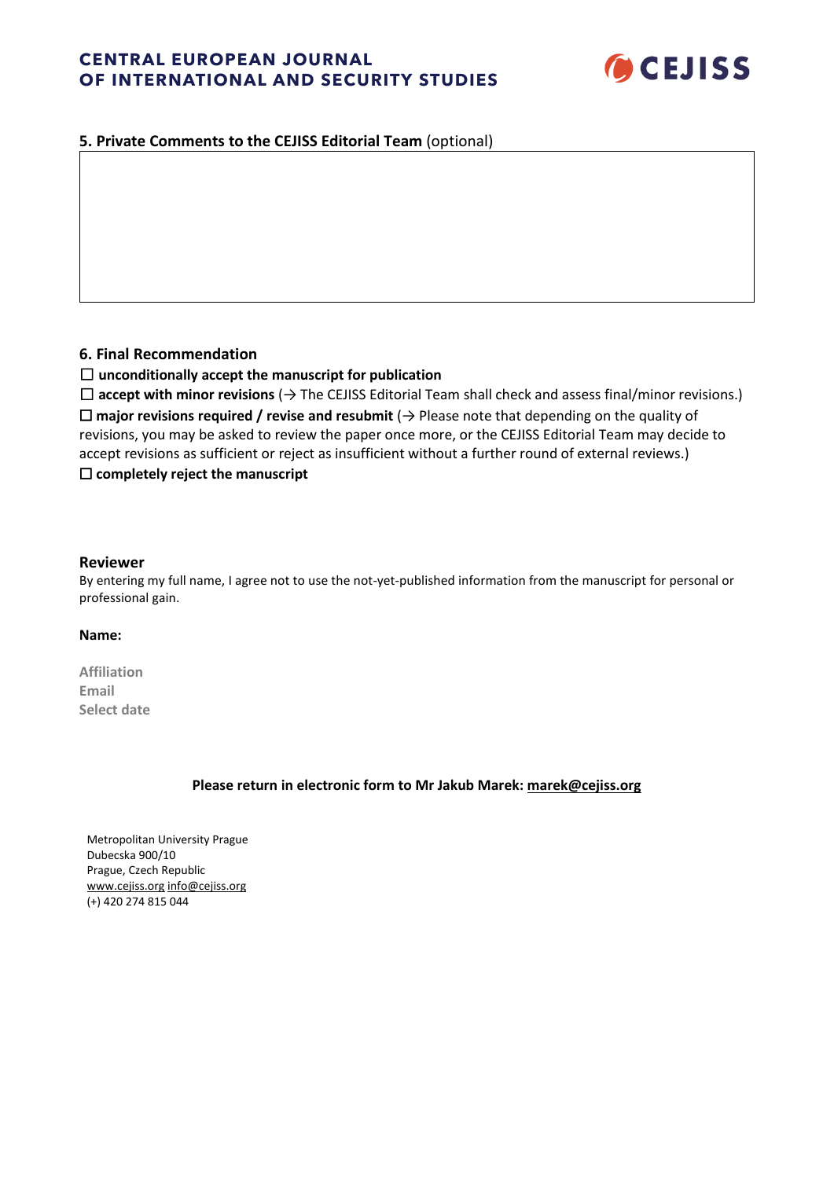## 5. Private Comments to the CEJISS Editorial Team (optional)

## 6. Final Recommendation

☐ **unconditionally accept the manuscript for publication**

☐ **accept with minor revisions** (→ The CEJISS Editorial Team shall check and assess final/minor revisions.)

☐ **major revisions required / revise and resubmit** (→ Please note that depending on the quality of revisions, you may be asked to review the paper once more, or the CEJISS Editorial Team may decide to accept revisions as sufficient or reject as insufficient without a further round of external reviews.)

☐ **completely reject the manuscript**

## Reviewer

By entering my full name, I agree not to use the not-yet-published information from the manuscript for personal or professional gain.

**Name:**

**Affiliation**
**Email**
**Select date**

**Please return in electronic form to Mr Jakub Marek: marek@cejiss.org**

Metropolitan University Prague
Dubecska 900/10
Prague, Czech Republic
www.cejiss.org info@cejiss.org
(+) 420 274 815 044